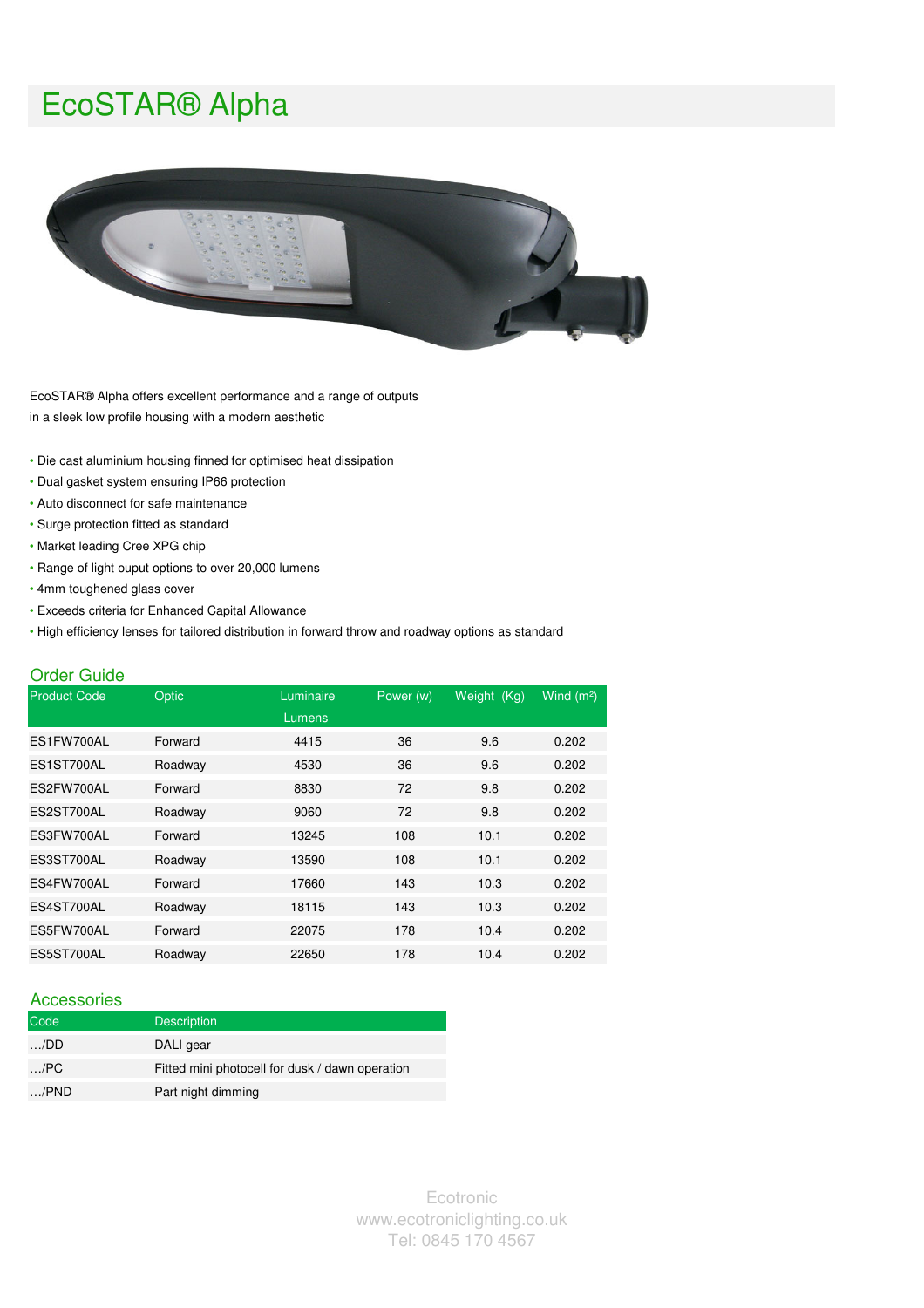# EcoSTAR® Alpha

EcoSTAR® Alpha offers excellent performance and a range of outputs in a sleek low profile housing with a modern aesthetic

- Die cast aluminium housing finned for optimised heat dissipation
- Dual gasket system ensuring IP66 protection
- Auto disconnect for safe maintenance
- Surge protection fitted as standard
- Market leading Cree XPG chip
- Range of light ouput options to over 20,000 lumens
- 4mm toughened glass cover
- Exceeds criteria for Enhanced Capital Allowance
- High efficiency lenses for tailored distribution in forward throw and roadway options as standard

## Order Guide

| Product Code | Optic | Luminaire Lumens | Power (w) | Weight (Kg) | Wind ($m^2$) |
|---|---|---|---|---|---|
| ES1FW700AL | Forward | 4415 | 36 | 9.6 | 0.202 |
| ES1ST700AL | Roadway | 4530 | 36 | 9.6 | 0.202 |
| ES2FW700AL | Forward | 8830 | 72 | 9.8 | 0.202 |
| ES2ST700AL | Roadway | 9060 | 72 | 9.8 | 0.202 |
| ES3FW700AL | Forward | 13245 | 108 | 10.1 | 0.202 |
| ES3ST700AL | Roadway | 13590 | 108 | 10.1 | 0.202 |
| ES4FW700AL | Forward | 17660 | 143 | 10.3 | 0.202 |
| ES4ST700AL | Roadway | 18115 | 143 | 10.3 | 0.202 |
| ES5FW700AL | Forward | 22075 | 178 | 10.4 | 0.202 |
| ES5ST700AL | Roadway | 22650 | 178 | 10.4 | 0.202 |

## Accessories

| Code | Description |
|---|---|
| …/DD | DALI gear |
| …/PC | Fitted mini photocell for dusk / dawn operation |
| …/PND | Part night dimming |

Ecotronic
www.ecotroniclighting.co.uk
Tel: 0845 170 4567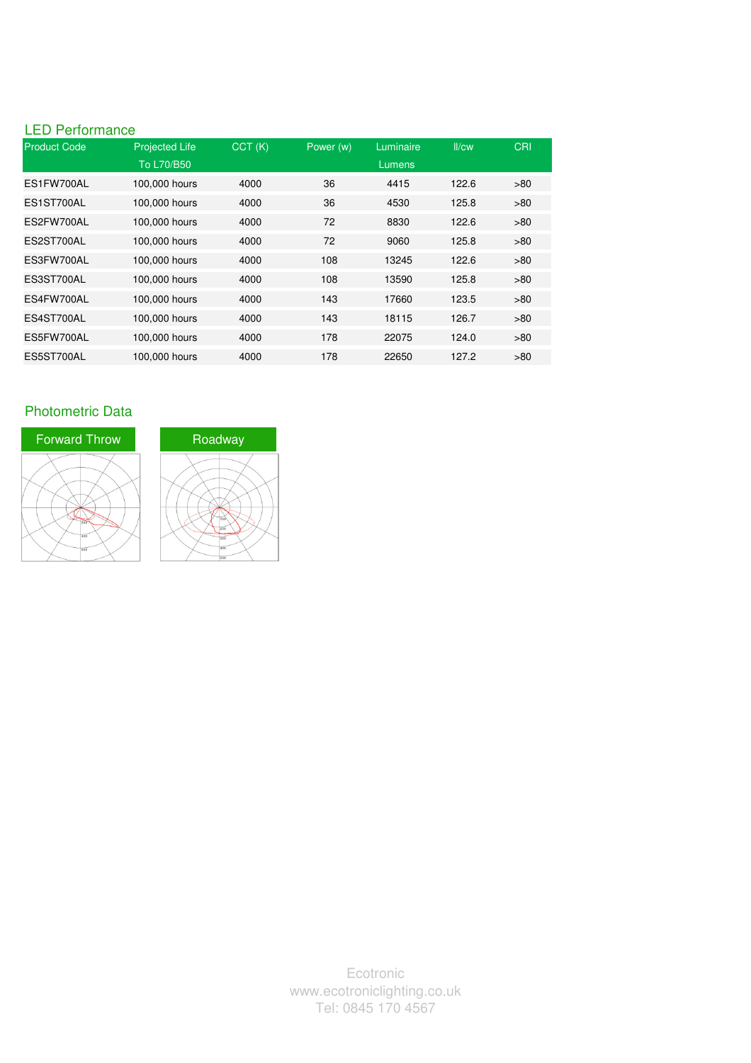## LED Performance

| Product Code | Projected Life To L70/B50 | CCT (K) | Power (w) | Luminaire Lumens | ll/cw | CRI |
|---|---|---|---|---|---|---|
| ES1FW700AL | 100,000 hours | 4000 | 36 | 4415 | 122.6 | >80 |
| ES1ST700AL | 100,000 hours | 4000 | 36 | 4530 | 125.8 | >80 |
| ES2FW700AL | 100,000 hours | 4000 | 72 | 8830 | 122.6 | >80 |
| ES2ST700AL | 100,000 hours | 4000 | 72 | 9060 | 125.8 | >80 |
| ES3FW700AL | 100,000 hours | 4000 | 108 | 13245 | 122.6 | >80 |
| ES3ST700AL | 100,000 hours | 4000 | 108 | 13590 | 125.8 | >80 |
| ES4FW700AL | 100,000 hours | 4000 | 143 | 17660 | 123.5 | >80 |
| ES4ST700AL | 100,000 hours | 4000 | 143 | 18115 | 126.7 | >80 |
| ES5FW700AL | 100,000 hours | 4000 | 178 | 22075 | 124.0 | >80 |
| ES5ST700AL | 100,000 hours | 4000 | 178 | 22650 | 127.2 | >80 |

## Photometric Data

Forward Throw

Roadway

Ecotronic
www.ecotroniclighting.co.uk
Tel: 0845 170 4567